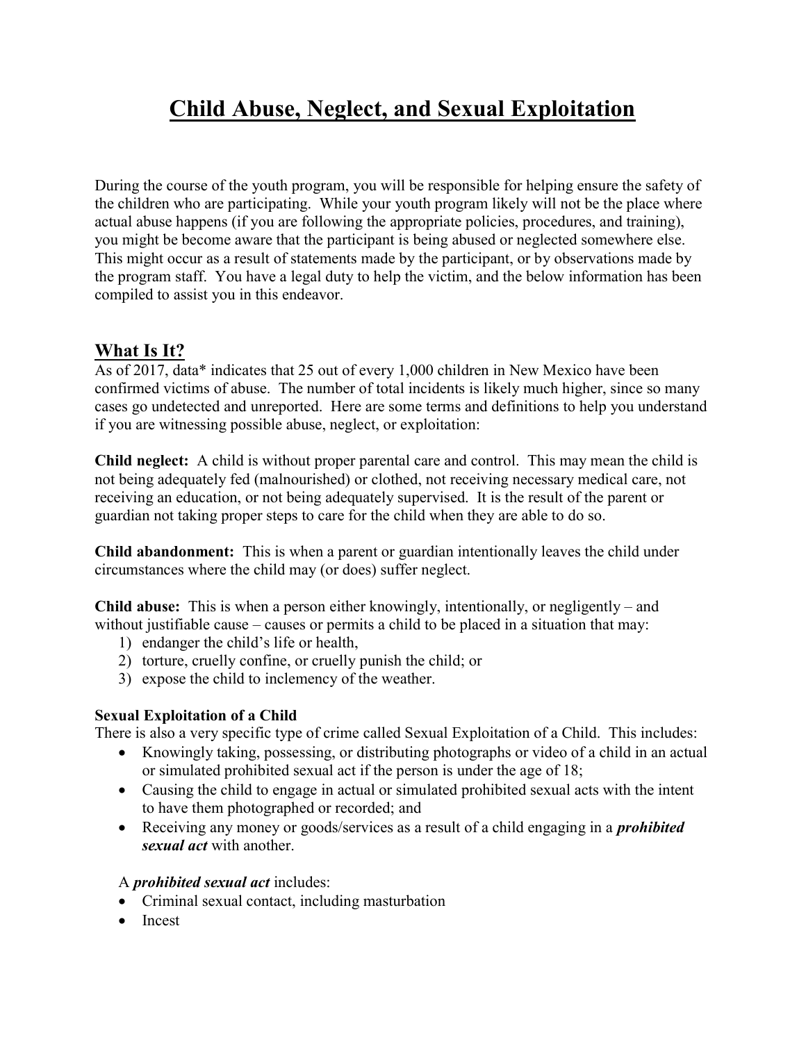# Child Abuse, Neglect, and Sexual Exploitation

During the course of the youth program, you will be responsible for helping ensure the safety of the children who are participating. While your youth program likely will not be the place where actual abuse happens (if you are following the appropriate policies, procedures, and training), you might be become aware that the participant is being abused or neglected somewhere else. This might occur as a result of statements made by the participant, or by observations made by the program staff. You have a legal duty to help the victim, and the below information has been compiled to assist you in this endeavor.

## What Is It?

As of 2017, data* indicates that 25 out of every 1,000 children in New Mexico have been confirmed victims of abuse. The number of total incidents is likely much higher, since so many cases go undetected and unreported. Here are some terms and definitions to help you understand if you are witnessing possible abuse, neglect, or exploitation:

**Child neglect:** A child is without proper parental care and control. This may mean the child is not being adequately fed (malnourished) or clothed, not receiving necessary medical care, not receiving an education, or not being adequately supervised. It is the result of the parent or guardian not taking proper steps to care for the child when they are able to do so.

**Child abandonment:** This is when a parent or guardian intentionally leaves the child under circumstances where the child may (or does) suffer neglect.

**Child abuse:** This is when a person either knowingly, intentionally, or negligently – and without justifiable cause – causes or permits a child to be placed in a situation that may:

1) endanger the child's life or health,
2) torture, cruelly confine, or cruelly punish the child; or
3) expose the child to inclemency of the weather.

### Sexual Exploitation of a Child

There is also a very specific type of crime called Sexual Exploitation of a Child. This includes:

- Knowingly taking, possessing, or distributing photographs or video of a child in an actual or simulated prohibited sexual act if the person is under the age of 18;
- Causing the child to engage in actual or simulated prohibited sexual acts with the intent to have them photographed or recorded; and
- Receiving any money or goods/services as a result of a child engaging in a ***prohibited sexual act*** with another.

A ***prohibited sexual act*** includes:

- Criminal sexual contact, including masturbation
- Incest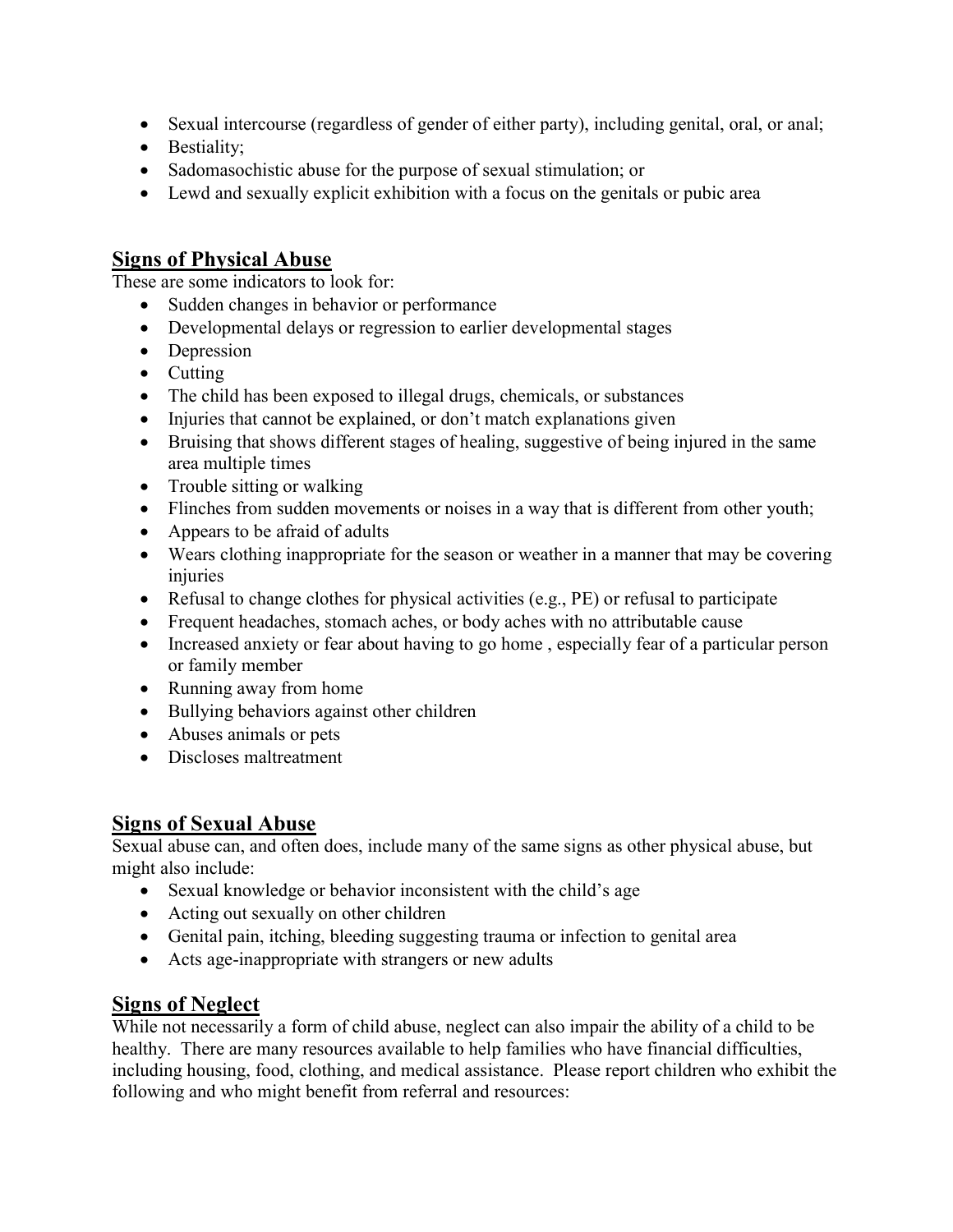- Sexual intercourse (regardless of gender of either party), including genital, oral, or anal;
- Bestiality;
- Sadomasochistic abuse for the purpose of sexual stimulation; or
- Lewd and sexually explicit exhibition with a focus on the genitals or pubic area

## Signs of Physical Abuse

These are some indicators to look for:

- Sudden changes in behavior or performance
- Developmental delays or regression to earlier developmental stages
- Depression
- Cutting
- The child has been exposed to illegal drugs, chemicals, or substances
- Injuries that cannot be explained, or don't match explanations given
- Bruising that shows different stages of healing, suggestive of being injured in the same area multiple times
- Trouble sitting or walking
- Flinches from sudden movements or noises in a way that is different from other youth;
- Appears to be afraid of adults
- Wears clothing inappropriate for the season or weather in a manner that may be covering injuries
- Refusal to change clothes for physical activities (e.g., PE) or refusal to participate
- Frequent headaches, stomach aches, or body aches with no attributable cause
- Increased anxiety or fear about having to go home , especially fear of a particular person or family member
- Running away from home
- Bullying behaviors against other children
- Abuses animals or pets
- Discloses maltreatment

## Signs of Sexual Abuse

Sexual abuse can, and often does, include many of the same signs as other physical abuse, but might also include:

- Sexual knowledge or behavior inconsistent with the child's age
- Acting out sexually on other children
- Genital pain, itching, bleeding suggesting trauma or infection to genital area
- Acts age-inappropriate with strangers or new adults

## Signs of Neglect

While not necessarily a form of child abuse, neglect can also impair the ability of a child to be healthy. There are many resources available to help families who have financial difficulties, including housing, food, clothing, and medical assistance. Please report children who exhibit the following and who might benefit from referral and resources: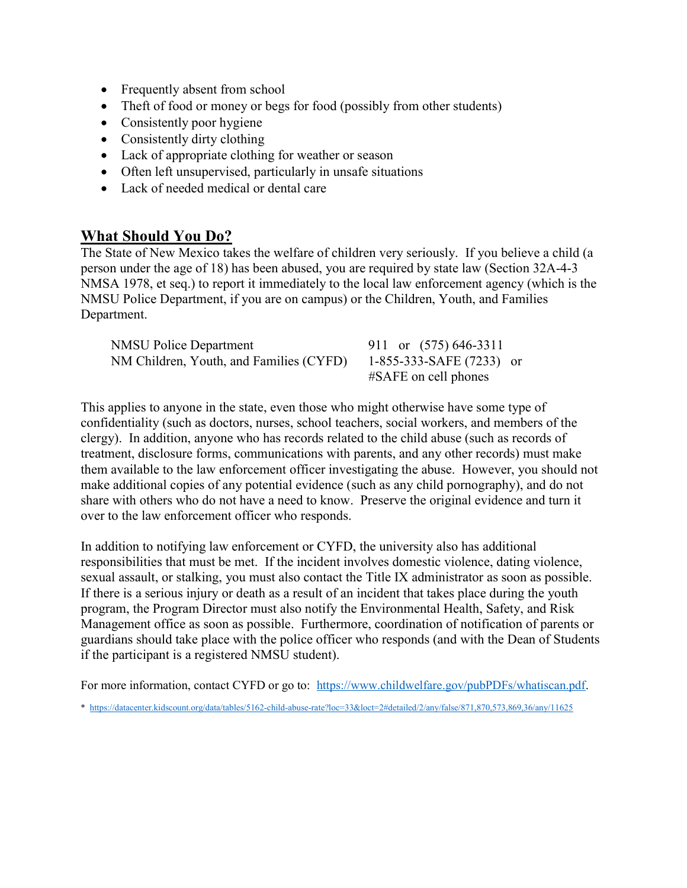- Frequently absent from school
- Theft of food or money or begs for food (possibly from other students)
- Consistently poor hygiene
- Consistently dirty clothing
- Lack of appropriate clothing for weather or season
- Often left unsupervised, particularly in unsafe situations
- Lack of needed medical or dental care

## What Should You Do?

The State of New Mexico takes the welfare of children very seriously. If you believe a child (a person under the age of 18) has been abused, you are required by state law (Section 32A-4-3 NMSA 1978, et seq.) to report it immediately to the local law enforcement agency (which is the NMSU Police Department, if you are on campus) or the Children, Youth, and Families Department.

| | |
|---|---|
| NMSU Police Department | 911 or (575) 646-3311 |
| NM Children, Youth, and Families (CYFD) | 1-855-333-SAFE (7233) or #SAFE on cell phones |

This applies to anyone in the state, even those who might otherwise have some type of confidentiality (such as doctors, nurses, school teachers, social workers, and members of the clergy). In addition, anyone who has records related to the child abuse (such as records of treatment, disclosure forms, communications with parents, and any other records) must make them available to the law enforcement officer investigating the abuse. However, you should not make additional copies of any potential evidence (such as any child pornography), and do not share with others who do not have a need to know. Preserve the original evidence and turn it over to the law enforcement officer who responds.

In addition to notifying law enforcement or CYFD, the university also has additional responsibilities that must be met. If the incident involves domestic violence, dating violence, sexual assault, or stalking, you must also contact the Title IX administrator as soon as possible. If there is a serious injury or death as a result of an incident that takes place during the youth program, the Program Director must also notify the Environmental Health, Safety, and Risk Management office as soon as possible. Furthermore, coordination of notification of parents or guardians should take place with the police officer who responds (and with the Dean of Students if the participant is a registered NMSU student).

For more information, contact CYFD or go to: https://www.childwelfare.gov/pubPDFs/whatiscan.pdf.

* https://datacenter.kidscount.org/data/tables/5162-child-abuse-rate?loc=33&loct=2#detailed/2/any/false/871,870,573,869,36/any/11625